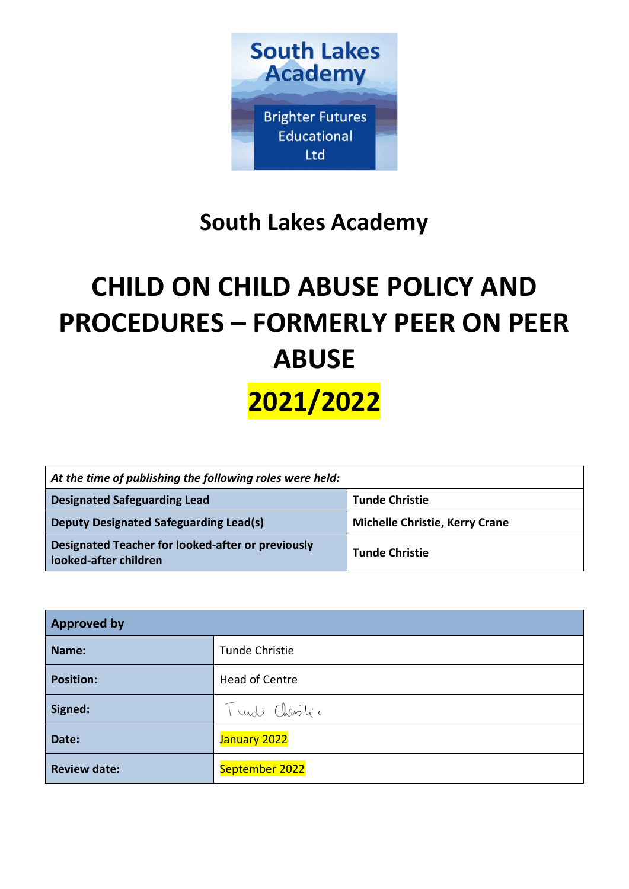South Lakes Academy

Brighter Futures Educational Ltd

# South Lakes Academy

# CHILD ON CHILD ABUSE POLICY AND PROCEDURES – FORMERLY PEER ON PEER ABUSE

# 2021/2022

| *At the time of publishing the following roles were held:* | |
|---|---|
| **Designated Safeguarding Lead** | **Tunde Christie** |
| **Deputy Designated Safeguarding Lead(s)** | **Michelle Christie, Kerry Crane** |
| **Designated Teacher for looked-after or previously looked-after children** | **Tunde Christie** |

| **Approved by** | |
|---|---|
| **Name:** | Tunde Christie |
| **Position:** | Head of Centre |
| **Signed:** | Tunde Christie |
| **Date:** | January 2022 |
| **Review date:** | September 2022 |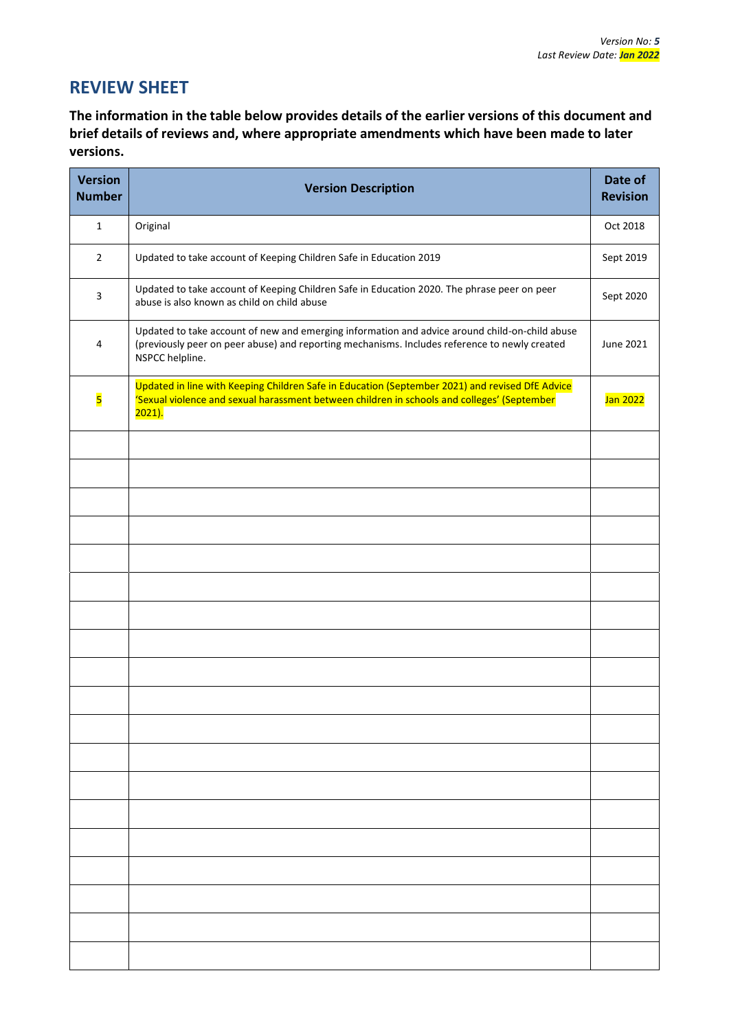*Version No: **5***
*Last Review Date: **Jan 2022***

## REVIEW SHEET

**The information in the table below provides details of the earlier versions of this document and brief details of reviews and, where appropriate amendments which have been made to later versions.**

| Version Number | Version Description | Date of Revision |
|---|---|---|
| 1 | Original | Oct 2018 |
| 2 | Updated to take account of Keeping Children Safe in Education 2019 | Sept 2019 |
| 3 | Updated to take account of Keeping Children Safe in Education 2020. The phrase peer on peer abuse is also known as child on child abuse | Sept 2020 |
| 4 | Updated to take account of new and emerging information and advice around child-on-child abuse (previously peer on peer abuse) and reporting mechanisms. Includes reference to newly created NSPCC helpline. | June 2021 |
| 5 | Updated in line with Keeping Children Safe in Education (September 2021) and revised DfE Advice 'Sexual violence and sexual harassment between children in schools and colleges' (September 2021). | Jan 2022 |
| | | |
| | | |
| | | |
| | | |
| | | |
| | | |
| | | |
| | | |
| | | |
| | | |
| | | |
| | | |
| | | |
| | | |
| | | |
| | | |
| | | |
| | | |
| | | |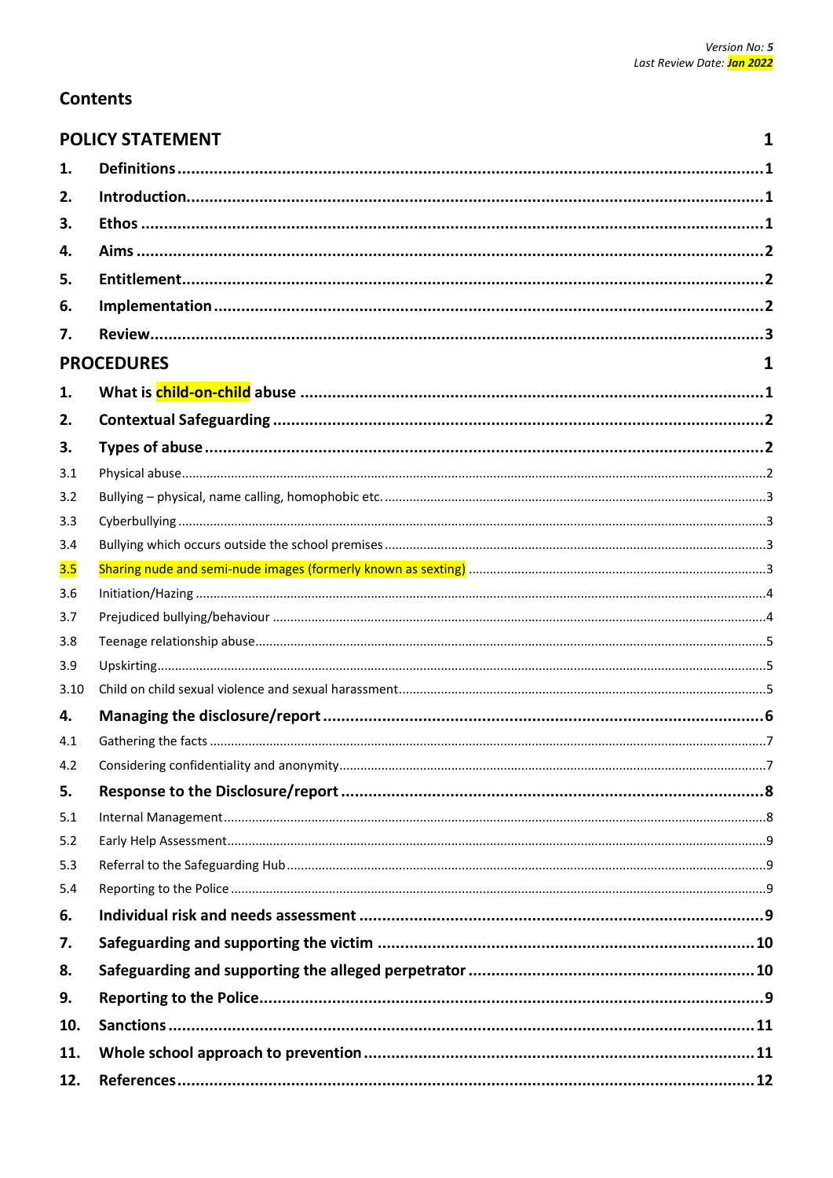Version No: *5*
Last Review Date: *Jan 2022*

## Contents

**POLICY STATEMENT** **1**

**1. Definitions** ... **1**
**2. Introduction** ... **1**
**3. Ethos** ... **1**
**4. Aims** ... **2**
**5. Entitlement** ... **2**
**6. Implementation** ... **2**
**7. Review** ... **3**

**PROCEDURES** **1**

**1. What is child-on-child abuse** ... **1**
**2. Contextual Safeguarding** ... **2**
**3. Types of abuse** ... **2**
3.1 Physical abuse ... 2
3.2 Bullying – physical, name calling, homophobic etc. ... 3
3.3 Cyberbullying ... 3
3.4 Bullying which occurs outside the school premises ... 3
3.5 Sharing nude and semi-nude images (formerly known as sexting) ... 3
3.6 Initiation/Hazing ... 4
3.7 Prejudiced bullying/behaviour ... 4
3.8 Teenage relationship abuse ... 5
3.9 Upskirting ... 5
3.10 Child on child sexual violence and sexual harassment ... 5
**4. Managing the disclosure/report** ... **6**
4.1 Gathering the facts ... 7
4.2 Considering confidentiality and anonymity ... 7
**5. Response to the Disclosure/report** ... **8**
5.1 Internal Management ... 8
5.2 Early Help Assessment ... 9
5.3 Referral to the Safeguarding Hub ... 9
5.4 Reporting to the Police ... 9
**6. Individual risk and needs assessment** ... **9**
**7. Safeguarding and supporting the victim** ... **10**
**8. Safeguarding and supporting the alleged perpetrator** ... **10**
**9. Reporting to the Police** ... **9**
**10. Sanctions** ... **11**
**11. Whole school approach to prevention** ... **11**
**12. References** ... **12**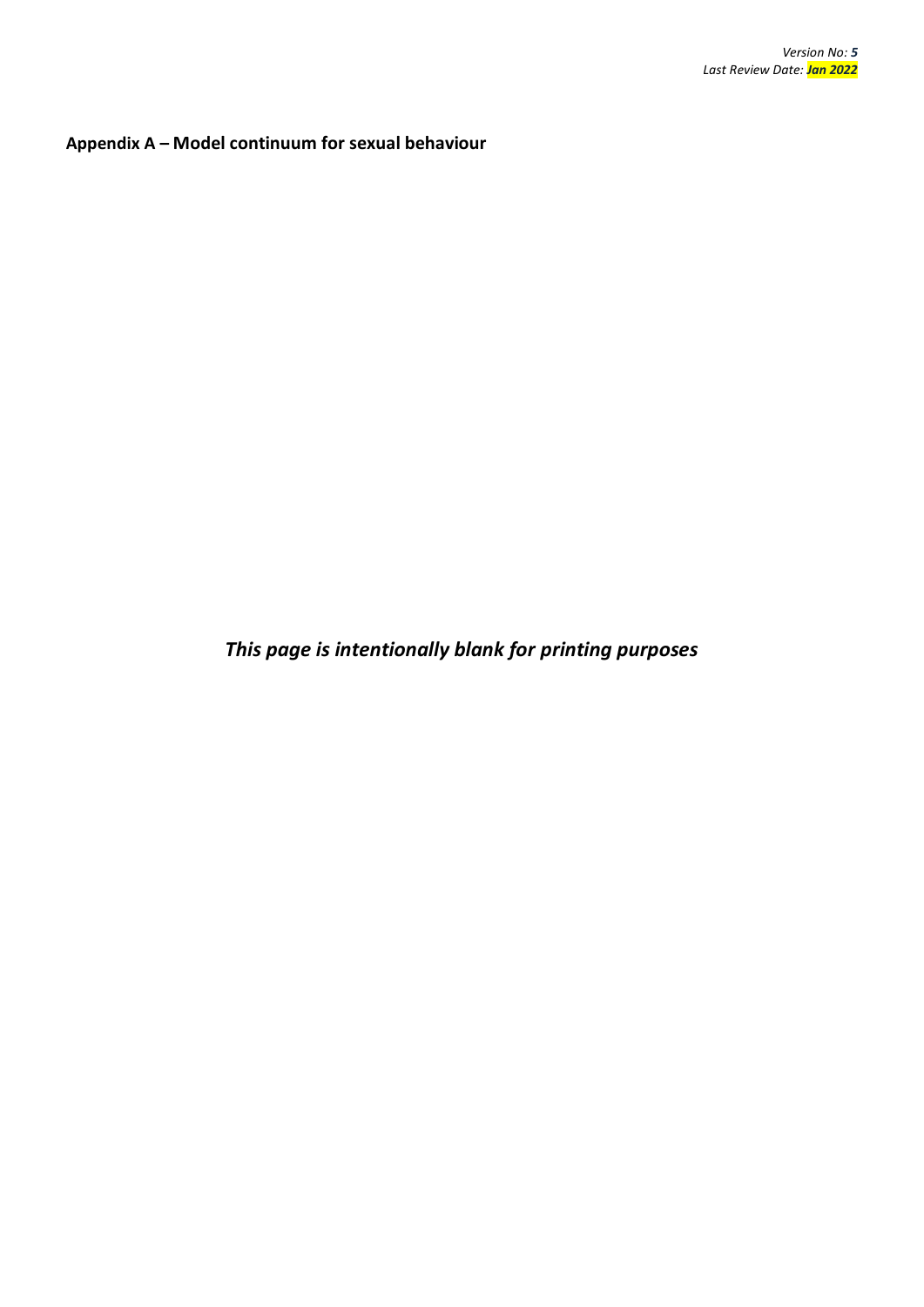## Appendix A – Model continuum for sexual behaviour

***This page is intentionally blank for printing purposes***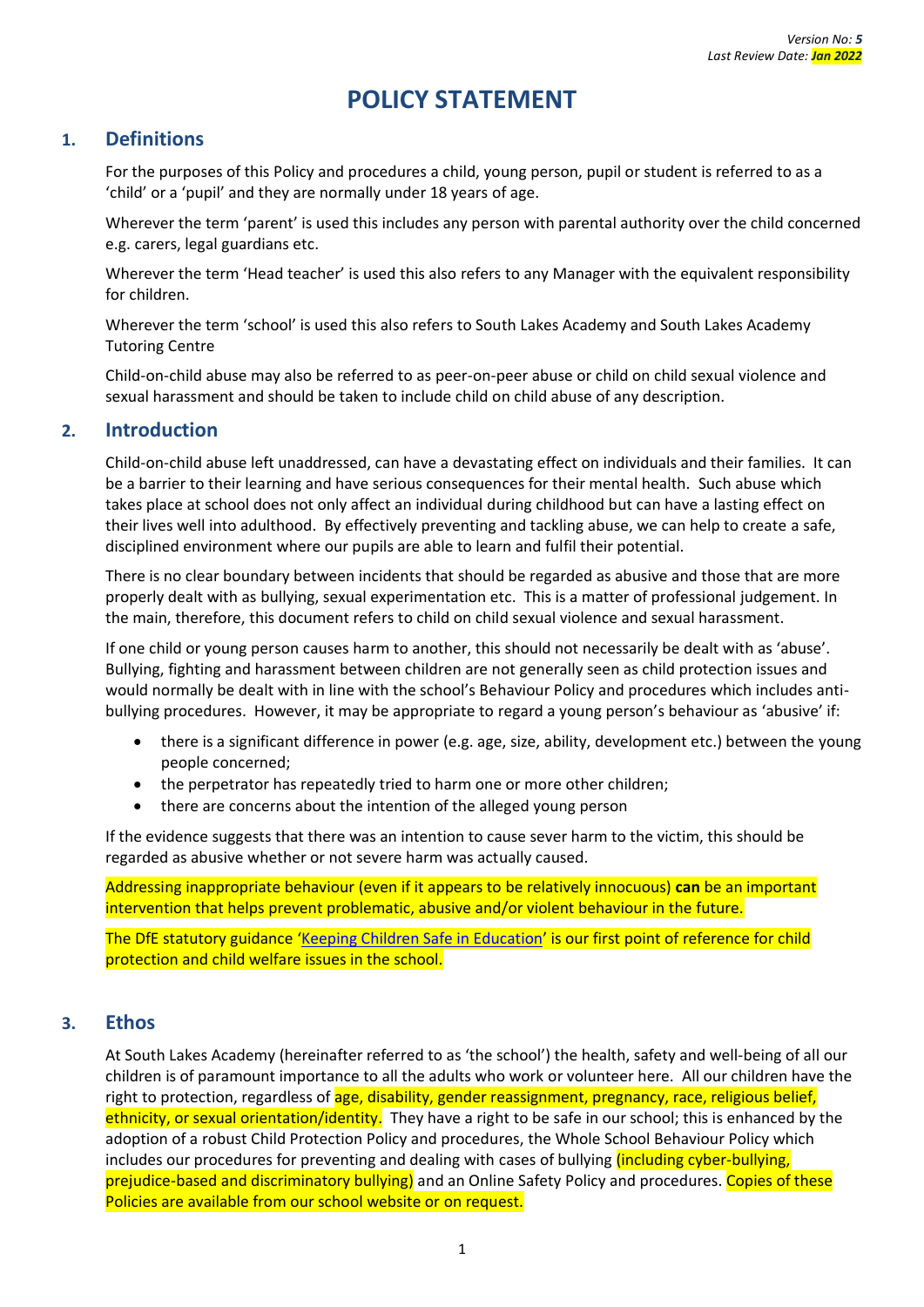*Version No: **5***
*Last Review Date: **Jan 2022***

# POLICY STATEMENT

## 1. Definitions

For the purposes of this Policy and procedures a child, young person, pupil or student is referred to as a 'child' or a 'pupil' and they are normally under 18 years of age.

Wherever the term 'parent' is used this includes any person with parental authority over the child concerned e.g. carers, legal guardians etc.

Wherever the term 'Head teacher' is used this also refers to any Manager with the equivalent responsibility for children.

Wherever the term 'school' is used this also refers to South Lakes Academy and South Lakes Academy Tutoring Centre

Child-on-child abuse may also be referred to as peer-on-peer abuse or child on child sexual violence and sexual harassment and should be taken to include child on child abuse of any description.

## 2. Introduction

Child-on-child abuse left unaddressed, can have a devastating effect on individuals and their families. It can be a barrier to their learning and have serious consequences for their mental health. Such abuse which takes place at school does not only affect an individual during childhood but can have a lasting effect on their lives well into adulthood. By effectively preventing and tackling abuse, we can help to create a safe, disciplined environment where our pupils are able to learn and fulfil their potential.

There is no clear boundary between incidents that should be regarded as abusive and those that are more properly dealt with as bullying, sexual experimentation etc. This is a matter of professional judgement. In the main, therefore, this document refers to child on child sexual violence and sexual harassment.

If one child or young person causes harm to another, this should not necessarily be dealt with as 'abuse'. Bullying, fighting and harassment between children are not generally seen as child protection issues and would normally be dealt with in line with the school's Behaviour Policy and procedures which includes anti-bullying procedures. However, it may be appropriate to regard a young person's behaviour as 'abusive' if:

- there is a significant difference in power (e.g. age, size, ability, development etc.) between the young people concerned;
- the perpetrator has repeatedly tried to harm one or more other children;
- there are concerns about the intention of the alleged young person

If the evidence suggests that there was an intention to cause sever harm to the victim, this should be regarded as abusive whether or not severe harm was actually caused.

Addressing inappropriate behaviour (even if it appears to be relatively innocuous) **can** be an important intervention that helps prevent problematic, abusive and/or violent behaviour in the future.

The DfE statutory guidance '[Keeping Children Safe in Education]' is our first point of reference for child protection and child welfare issues in the school.

## 3. Ethos

At South Lakes Academy (hereinafter referred to as 'the school') the health, safety and well-being of all our children is of paramount importance to all the adults who work or volunteer here. All our children have the right to protection, regardless of age, disability, gender reassignment, pregnancy, race, religious belief, ethnicity, or sexual orientation/identity. They have a right to be safe in our school; this is enhanced by the adoption of a robust Child Protection Policy and procedures, the Whole School Behaviour Policy which includes our procedures for preventing and dealing with cases of bullying (including cyber-bullying, prejudice-based and discriminatory bullying) and an Online Safety Policy and procedures. Copies of these Policies are available from our school website or on request.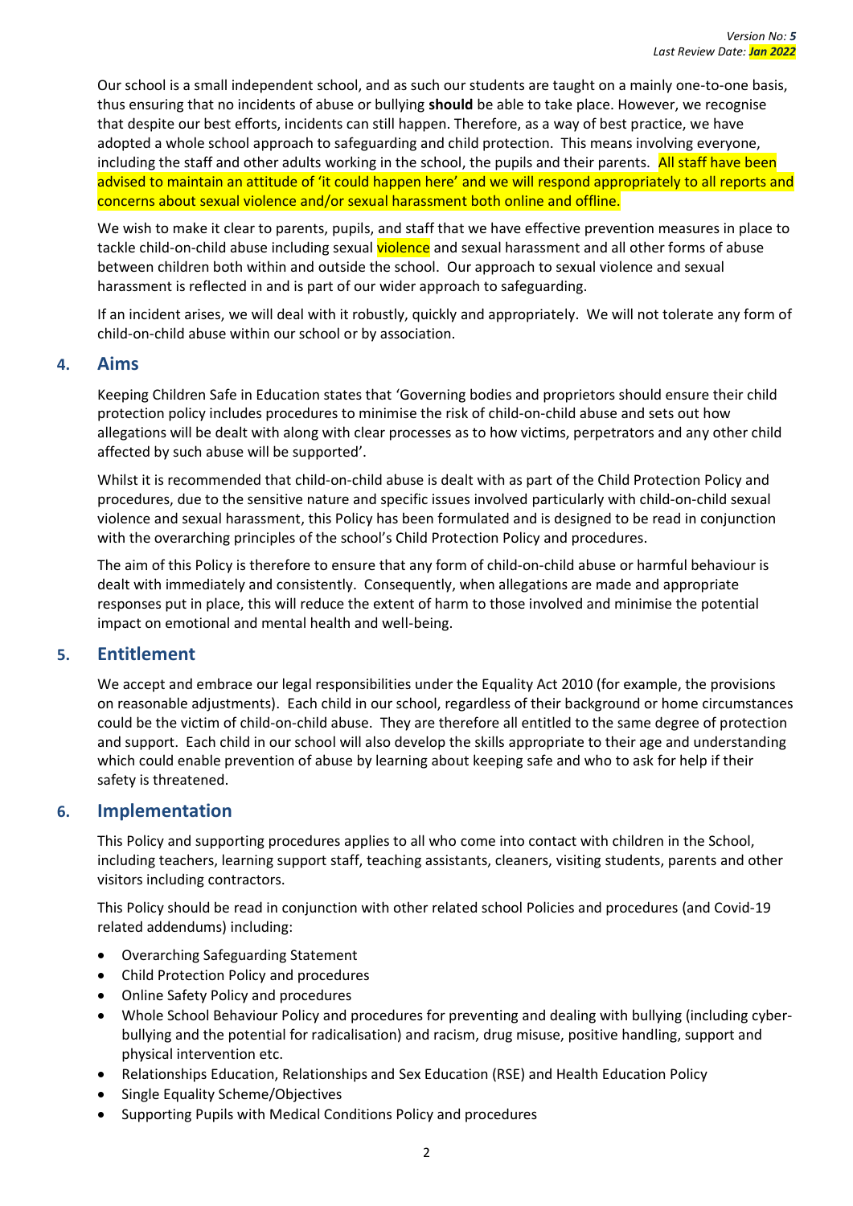Our school is a small independent school, and as such our students are taught on a mainly one-to-one basis, thus ensuring that no incidents of abuse or bullying **should** be able to take place. However, we recognise that despite our best efforts, incidents can still happen. Therefore, as a way of best practice, we have adopted a whole school approach to safeguarding and child protection. This means involving everyone, including the staff and other adults working in the school, the pupils and their parents. All staff have been advised to maintain an attitude of 'it could happen here' and we will respond appropriately to all reports and concerns about sexual violence and/or sexual harassment both online and offline.

We wish to make it clear to parents, pupils, and staff that we have effective prevention measures in place to tackle child-on-child abuse including sexual violence and sexual harassment and all other forms of abuse between children both within and outside the school. Our approach to sexual violence and sexual harassment is reflected in and is part of our wider approach to safeguarding.

If an incident arises, we will deal with it robustly, quickly and appropriately. We will not tolerate any form of child-on-child abuse within our school or by association.

## 4. Aims

Keeping Children Safe in Education states that 'Governing bodies and proprietors should ensure their child protection policy includes procedures to minimise the risk of child-on-child abuse and sets out how allegations will be dealt with along with clear processes as to how victims, perpetrators and any other child affected by such abuse will be supported'.

Whilst it is recommended that child-on-child abuse is dealt with as part of the Child Protection Policy and procedures, due to the sensitive nature and specific issues involved particularly with child-on-child sexual violence and sexual harassment, this Policy has been formulated and is designed to be read in conjunction with the overarching principles of the school's Child Protection Policy and procedures.

The aim of this Policy is therefore to ensure that any form of child-on-child abuse or harmful behaviour is dealt with immediately and consistently. Consequently, when allegations are made and appropriate responses put in place, this will reduce the extent of harm to those involved and minimise the potential impact on emotional and mental health and well-being.

## 5. Entitlement

We accept and embrace our legal responsibilities under the Equality Act 2010 (for example, the provisions on reasonable adjustments). Each child in our school, regardless of their background or home circumstances could be the victim of child-on-child abuse. They are therefore all entitled to the same degree of protection and support. Each child in our school will also develop the skills appropriate to their age and understanding which could enable prevention of abuse by learning about keeping safe and who to ask for help if their safety is threatened.

## 6. Implementation

This Policy and supporting procedures applies to all who come into contact with children in the School, including teachers, learning support staff, teaching assistants, cleaners, visiting students, parents and other visitors including contractors.

This Policy should be read in conjunction with other related school Policies and procedures (and Covid-19 related addendums) including:

- Overarching Safeguarding Statement
- Child Protection Policy and procedures
- Online Safety Policy and procedures
- Whole School Behaviour Policy and procedures for preventing and dealing with bullying (including cyber-bullying and the potential for radicalisation) and racism, drug misuse, positive handling, support and physical intervention etc.
- Relationships Education, Relationships and Sex Education (RSE) and Health Education Policy
- Single Equality Scheme/Objectives
- Supporting Pupils with Medical Conditions Policy and procedures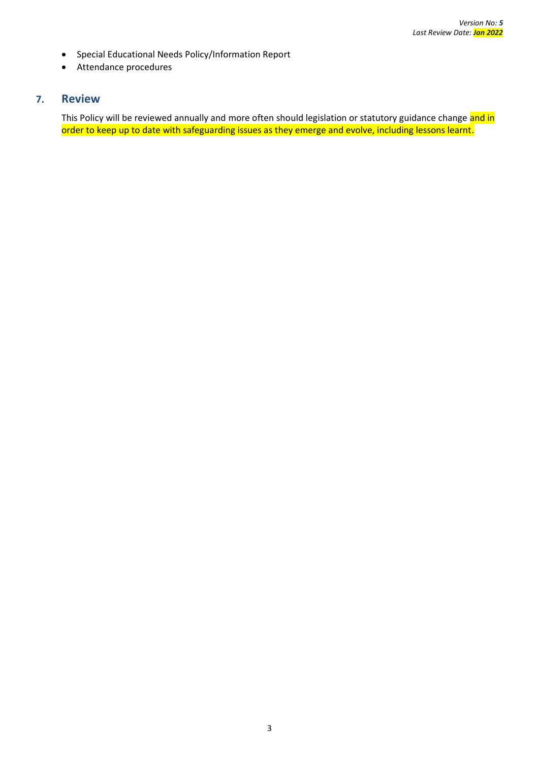- Special Educational Needs Policy/Information Report
- Attendance procedures

## 7. Review

This Policy will be reviewed annually and more often should legislation or statutory guidance change and in order to keep up to date with safeguarding issues as they emerge and evolve, including lessons learnt.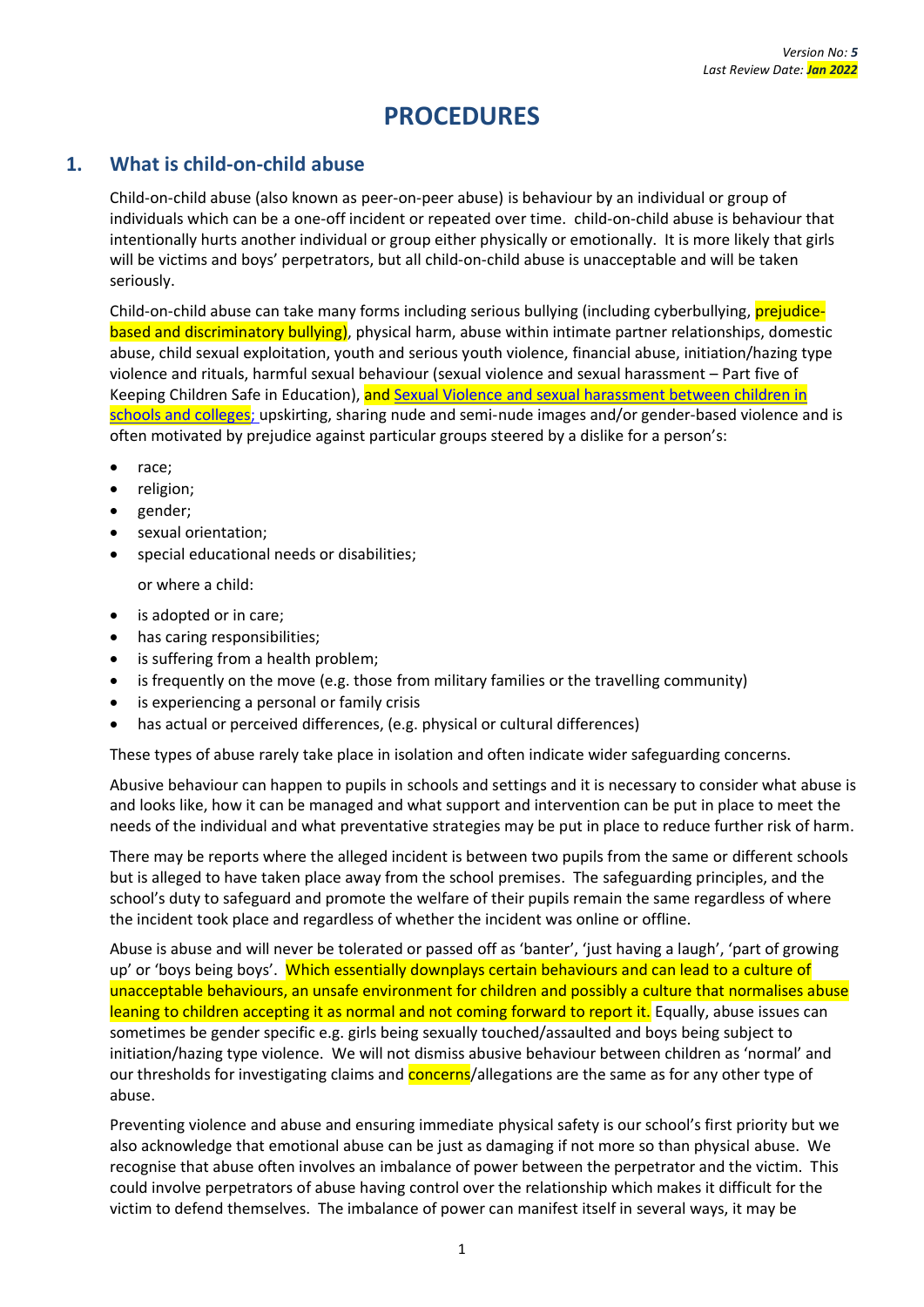*Version No: **5***
*Last Review Date: **Jan 2022***

# PROCEDURES

## 1. What is child-on-child abuse

Child-on-child abuse (also known as peer-on-peer abuse) is behaviour by an individual or group of individuals which can be a one-off incident or repeated over time. child-on-child abuse is behaviour that intentionally hurts another individual or group either physically or emotionally. It is more likely that girls will be victims and boys' perpetrators, but all child-on-child abuse is unacceptable and will be taken seriously.

Child-on-child abuse can take many forms including serious bullying (including cyberbullying, prejudice-based and discriminatory bullying), physical harm, abuse within intimate partner relationships, domestic abuse, child sexual exploitation, youth and serious youth violence, financial abuse, initiation/hazing type violence and rituals, harmful sexual behaviour (sexual violence and sexual harassment – Part five of Keeping Children Safe in Education), and Sexual Violence and sexual harassment between children in schools and colleges; upskirting, sharing nude and semi-nude images and/or gender-based violence and is often motivated by prejudice against particular groups steered by a dislike for a person's:

- race;
- religion;
- gender;
- sexual orientation;
- special educational needs or disabilities;

  or where a child:

- is adopted or in care;
- has caring responsibilities;
- is suffering from a health problem;
- is frequently on the move (e.g. those from military families or the travelling community)
- is experiencing a personal or family crisis
- has actual or perceived differences, (e.g. physical or cultural differences)

These types of abuse rarely take place in isolation and often indicate wider safeguarding concerns.

Abusive behaviour can happen to pupils in schools and settings and it is necessary to consider what abuse is and looks like, how it can be managed and what support and intervention can be put in place to meet the needs of the individual and what preventative strategies may be put in place to reduce further risk of harm.

There may be reports where the alleged incident is between two pupils from the same or different schools but is alleged to have taken place away from the school premises. The safeguarding principles, and the school's duty to safeguard and promote the welfare of their pupils remain the same regardless of where the incident took place and regardless of whether the incident was online or offline.

Abuse is abuse and will never be tolerated or passed off as 'banter', 'just having a laugh', 'part of growing up' or 'boys being boys'. Which essentially downplays certain behaviours and can lead to a culture of unacceptable behaviours, an unsafe environment for children and possibly a culture that normalises abuse leaning to children accepting it as normal and not coming forward to report it. Equally, abuse issues can sometimes be gender specific e.g. girls being sexually touched/assaulted and boys being subject to initiation/hazing type violence. We will not dismiss abusive behaviour between children as 'normal' and our thresholds for investigating claims and concerns/allegations are the same as for any other type of abuse.

Preventing violence and abuse and ensuring immediate physical safety is our school's first priority but we also acknowledge that emotional abuse can be just as damaging if not more so than physical abuse. We recognise that abuse often involves an imbalance of power between the perpetrator and the victim. This could involve perpetrators of abuse having control over the relationship which makes it difficult for the victim to defend themselves. The imbalance of power can manifest itself in several ways, it may be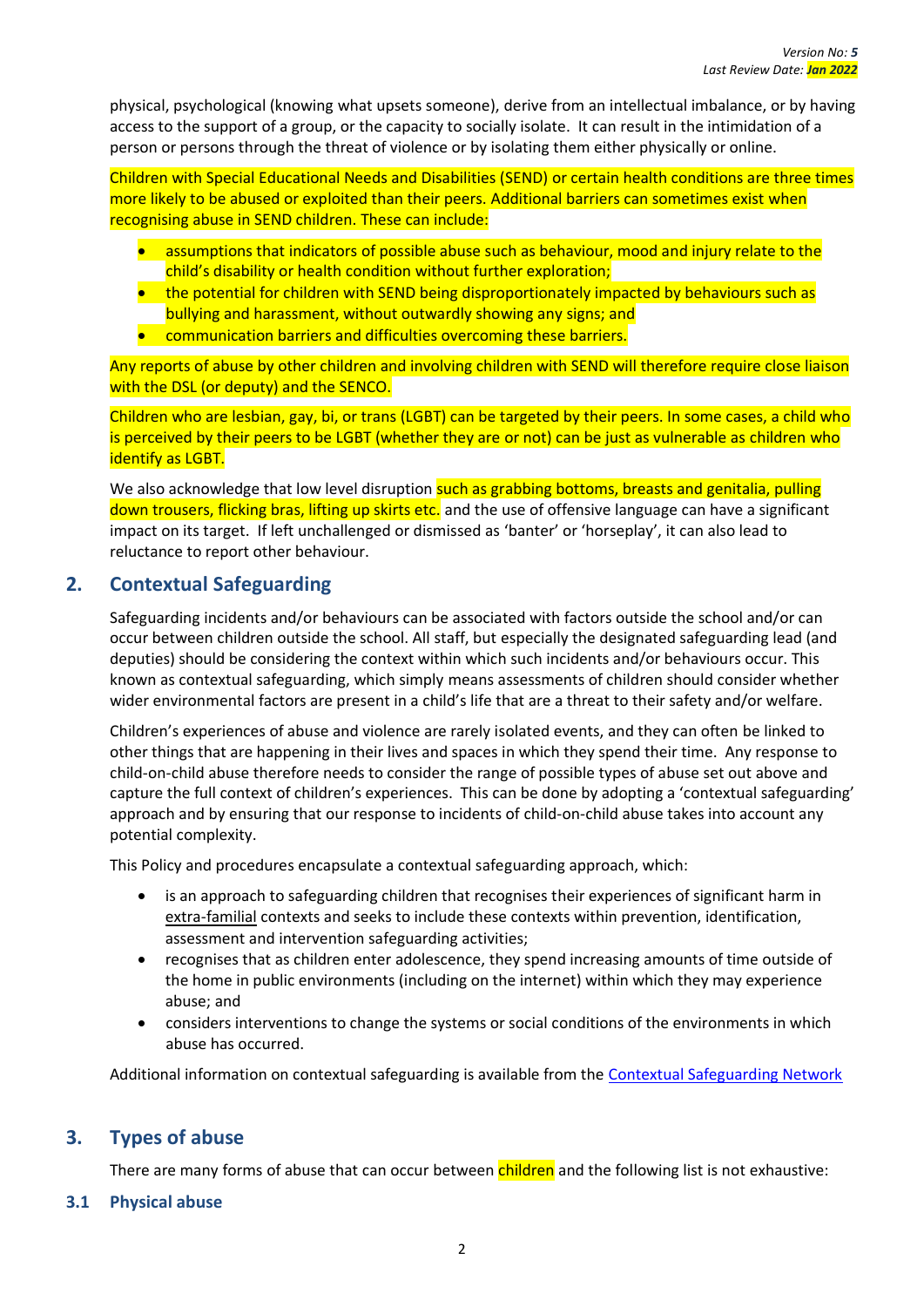physical, psychological (knowing what upsets someone), derive from an intellectual imbalance, or by having access to the support of a group, or the capacity to socially isolate. It can result in the intimidation of a person or persons through the threat of violence or by isolating them either physically or online.

Children with Special Educational Needs and Disabilities (SEND) or certain health conditions are three times more likely to be abused or exploited than their peers. Additional barriers can sometimes exist when recognising abuse in SEND children. These can include:

- assumptions that indicators of possible abuse such as behaviour, mood and injury relate to the child's disability or health condition without further exploration;
- the potential for children with SEND being disproportionately impacted by behaviours such as bullying and harassment, without outwardly showing any signs; and
- communication barriers and difficulties overcoming these barriers.

Any reports of abuse by other children and involving children with SEND will therefore require close liaison with the DSL (or deputy) and the SENCO.

Children who are lesbian, gay, bi, or trans (LGBT) can be targeted by their peers. In some cases, a child who is perceived by their peers to be LGBT (whether they are or not) can be just as vulnerable as children who identify as LGBT.

We also acknowledge that low level disruption such as grabbing bottoms, breasts and genitalia, pulling down trousers, flicking bras, lifting up skirts etc. and the use of offensive language can have a significant impact on its target. If left unchallenged or dismissed as 'banter' or 'horseplay', it can also lead to reluctance to report other behaviour.

## 2. Contextual Safeguarding

Safeguarding incidents and/or behaviours can be associated with factors outside the school and/or can occur between children outside the school. All staff, but especially the designated safeguarding lead (and deputies) should be considering the context within which such incidents and/or behaviours occur. This known as contextual safeguarding, which simply means assessments of children should consider whether wider environmental factors are present in a child's life that are a threat to their safety and/or welfare.

Children's experiences of abuse and violence are rarely isolated events, and they can often be linked to other things that are happening in their lives and spaces in which they spend their time. Any response to child-on-child abuse therefore needs to consider the range of possible types of abuse set out above and capture the full context of children's experiences. This can be done by adopting a 'contextual safeguarding' approach and by ensuring that our response to incidents of child-on-child abuse takes into account any potential complexity.

This Policy and procedures encapsulate a contextual safeguarding approach, which:

- is an approach to safeguarding children that recognises their experiences of significant harm in extra-familial contexts and seeks to include these contexts within prevention, identification, assessment and intervention safeguarding activities;
- recognises that as children enter adolescence, they spend increasing amounts of time outside of the home in public environments (including on the internet) within which they may experience abuse; and
- considers interventions to change the systems or social conditions of the environments in which abuse has occurred.

Additional information on contextual safeguarding is available from the Contextual Safeguarding Network

## 3. Types of abuse

There are many forms of abuse that can occur between children and the following list is not exhaustive:

### 3.1 Physical abuse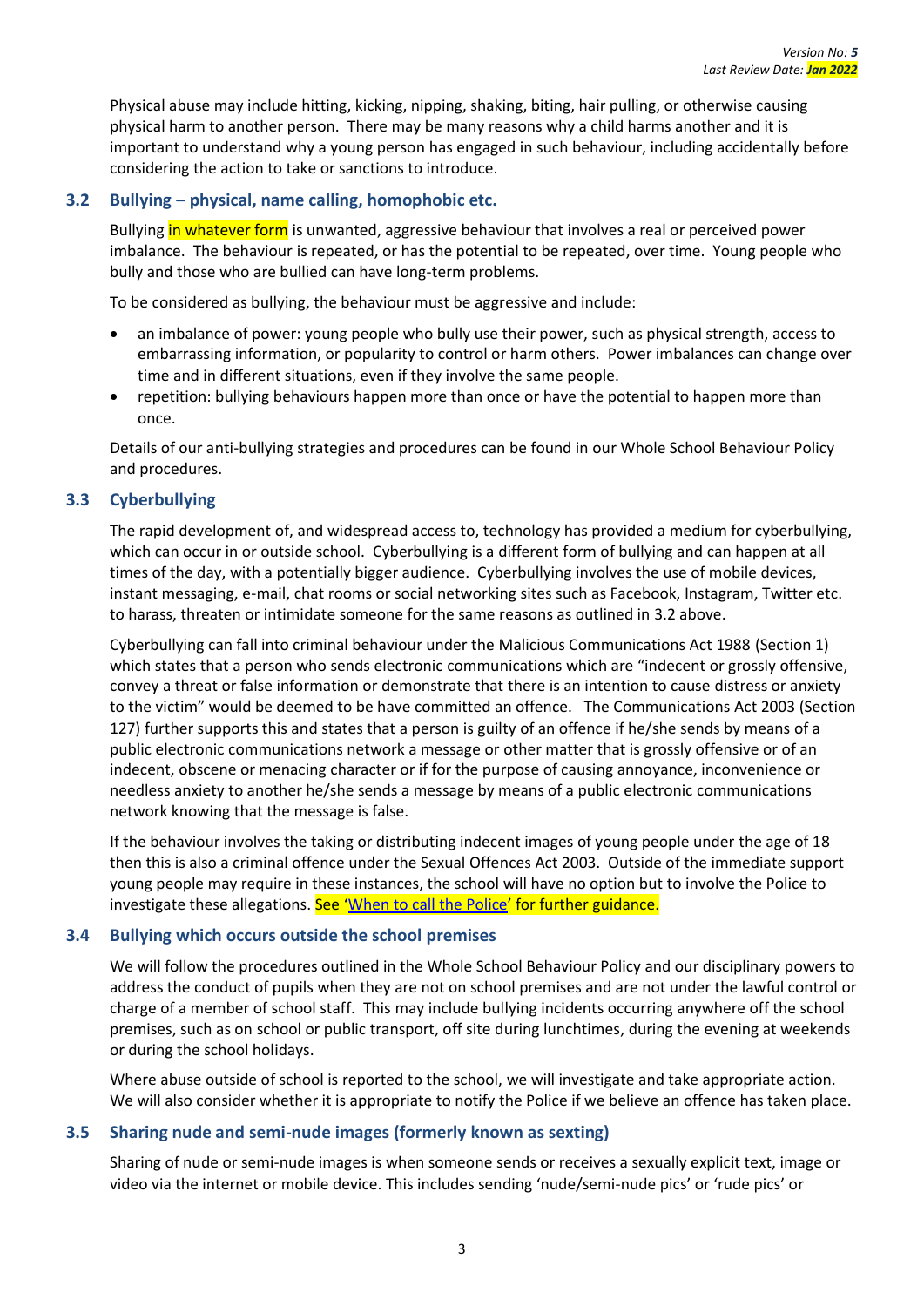Physical abuse may include hitting, kicking, nipping, shaking, biting, hair pulling, or otherwise causing physical harm to another person. There may be many reasons why a child harms another and it is important to understand why a young person has engaged in such behaviour, including accidentally before considering the action to take or sanctions to introduce.

### 3.2 Bullying – physical, name calling, homophobic etc.

Bullying in whatever form is unwanted, aggressive behaviour that involves a real or perceived power imbalance. The behaviour is repeated, or has the potential to be repeated, over time. Young people who bully and those who are bullied can have long-term problems.

To be considered as bullying, the behaviour must be aggressive and include:

- an imbalance of power: young people who bully use their power, such as physical strength, access to embarrassing information, or popularity to control or harm others. Power imbalances can change over time and in different situations, even if they involve the same people.
- repetition: bullying behaviours happen more than once or have the potential to happen more than once.

Details of our anti-bullying strategies and procedures can be found in our Whole School Behaviour Policy and procedures.

### 3.3 Cyberbullying

The rapid development of, and widespread access to, technology has provided a medium for cyberbullying, which can occur in or outside school. Cyberbullying is a different form of bullying and can happen at all times of the day, with a potentially bigger audience. Cyberbullying involves the use of mobile devices, instant messaging, e-mail, chat rooms or social networking sites such as Facebook, Instagram, Twitter etc. to harass, threaten or intimidate someone for the same reasons as outlined in 3.2 above.

Cyberbullying can fall into criminal behaviour under the Malicious Communications Act 1988 (Section 1) which states that a person who sends electronic communications which are "indecent or grossly offensive, convey a threat or false information or demonstrate that there is an intention to cause distress or anxiety to the victim" would be deemed to be have committed an offence. The Communications Act 2003 (Section 127) further supports this and states that a person is guilty of an offence if he/she sends by means of a public electronic communications network a message or other matter that is grossly offensive or of an indecent, obscene or menacing character or if for the purpose of causing annoyance, inconvenience or needless anxiety to another he/she sends a message by means of a public electronic communications network knowing that the message is false.

If the behaviour involves the taking or distributing indecent images of young people under the age of 18 then this is also a criminal offence under the Sexual Offences Act 2003. Outside of the immediate support young people may require in these instances, the school will have no option but to involve the Police to investigate these allegations. See 'When to call the Police' for further guidance.

### 3.4 Bullying which occurs outside the school premises

We will follow the procedures outlined in the Whole School Behaviour Policy and our disciplinary powers to address the conduct of pupils when they are not on school premises and are not under the lawful control or charge of a member of school staff. This may include bullying incidents occurring anywhere off the school premises, such as on school or public transport, off site during lunchtimes, during the evening at weekends or during the school holidays.

Where abuse outside of school is reported to the school, we will investigate and take appropriate action. We will also consider whether it is appropriate to notify the Police if we believe an offence has taken place.

### 3.5 Sharing nude and semi-nude images (formerly known as sexting)

Sharing of nude or semi-nude images is when someone sends or receives a sexually explicit text, image or video via the internet or mobile device. This includes sending 'nude/semi-nude pics' or 'rude pics' or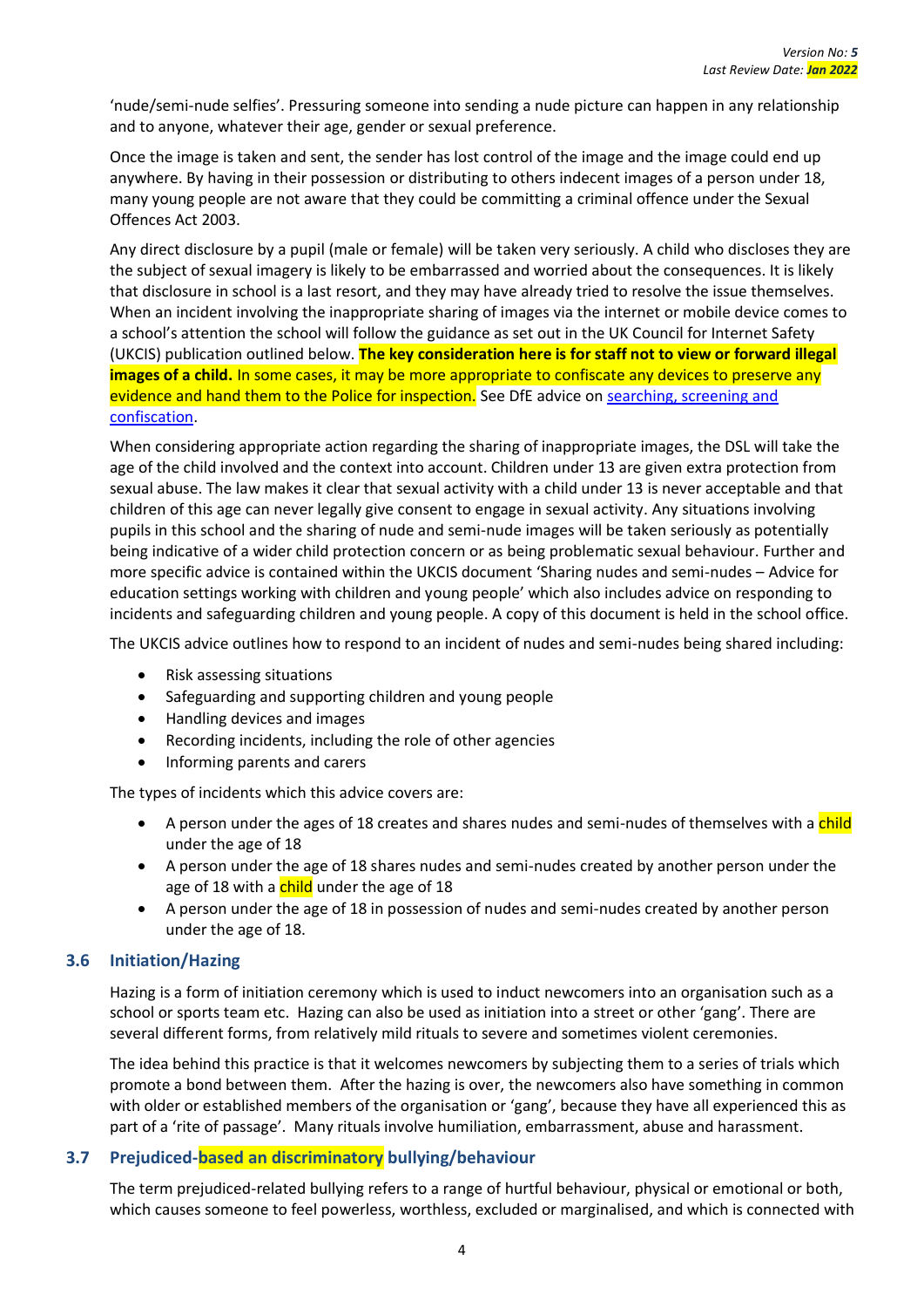'nude/semi-nude selfies'. Pressuring someone into sending a nude picture can happen in any relationship and to anyone, whatever their age, gender or sexual preference.

Once the image is taken and sent, the sender has lost control of the image and the image could end up anywhere. By having in their possession or distributing to others indecent images of a person under 18, many young people are not aware that they could be committing a criminal offence under the Sexual Offences Act 2003.

Any direct disclosure by a pupil (male or female) will be taken very seriously. A child who discloses they are the subject of sexual imagery is likely to be embarrassed and worried about the consequences. It is likely that disclosure in school is a last resort, and they may have already tried to resolve the issue themselves. When an incident involving the inappropriate sharing of images via the internet or mobile device comes to a school's attention the school will follow the guidance as set out in the UK Council for Internet Safety (UKCIS) publication outlined below. **The key consideration here is for staff not to view or forward illegal images of a child.** In some cases, it may be more appropriate to confiscate any devices to preserve any evidence and hand them to the Police for inspection. See DfE advice on searching, screening and confiscation.

When considering appropriate action regarding the sharing of inappropriate images, the DSL will take the age of the child involved and the context into account. Children under 13 are given extra protection from sexual abuse. The law makes it clear that sexual activity with a child under 13 is never acceptable and that children of this age can never legally give consent to engage in sexual activity. Any situations involving pupils in this school and the sharing of nude and semi-nude images will be taken seriously as potentially being indicative of a wider child protection concern or as being problematic sexual behaviour. Further and more specific advice is contained within the UKCIS document 'Sharing nudes and semi-nudes – Advice for education settings working with children and young people' which also includes advice on responding to incidents and safeguarding children and young people. A copy of this document is held in the school office.

The UKCIS advice outlines how to respond to an incident of nudes and semi-nudes being shared including:

- Risk assessing situations
- Safeguarding and supporting children and young people
- Handling devices and images
- Recording incidents, including the role of other agencies
- Informing parents and carers

The types of incidents which this advice covers are:

- A person under the ages of 18 creates and shares nudes and semi-nudes of themselves with a child under the age of 18
- A person under the age of 18 shares nudes and semi-nudes created by another person under the age of 18 with a child under the age of 18
- A person under the age of 18 in possession of nudes and semi-nudes created by another person under the age of 18.

### 3.6 Initiation/Hazing

Hazing is a form of initiation ceremony which is used to induct newcomers into an organisation such as a school or sports team etc. Hazing can also be used as initiation into a street or other 'gang'. There are several different forms, from relatively mild rituals to severe and sometimes violent ceremonies.

The idea behind this practice is that it welcomes newcomers by subjecting them to a series of trials which promote a bond between them. After the hazing is over, the newcomers also have something in common with older or established members of the organisation or 'gang', because they have all experienced this as part of a 'rite of passage'. Many rituals involve humiliation, embarrassment, abuse and harassment.

### 3.7 Prejudiced-based an discriminatory bullying/behaviour

The term prejudiced-related bullying refers to a range of hurtful behaviour, physical or emotional or both, which causes someone to feel powerless, worthless, excluded or marginalised, and which is connected with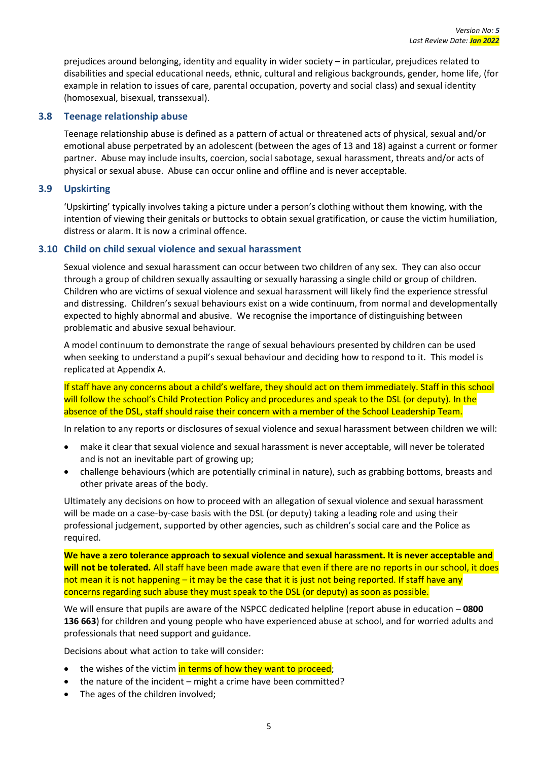prejudices around belonging, identity and equality in wider society – in particular, prejudices related to disabilities and special educational needs, ethnic, cultural and religious backgrounds, gender, home life, (for example in relation to issues of care, parental occupation, poverty and social class) and sexual identity (homosexual, bisexual, transsexual).

### 3.8 Teenage relationship abuse

Teenage relationship abuse is defined as a pattern of actual or threatened acts of physical, sexual and/or emotional abuse perpetrated by an adolescent (between the ages of 13 and 18) against a current or former partner. Abuse may include insults, coercion, social sabotage, sexual harassment, threats and/or acts of physical or sexual abuse. Abuse can occur online and offline and is never acceptable.

### 3.9 Upskirting

'Upskirting' typically involves taking a picture under a person's clothing without them knowing, with the intention of viewing their genitals or buttocks to obtain sexual gratification, or cause the victim humiliation, distress or alarm. It is now a criminal offence.

### 3.10 Child on child sexual violence and sexual harassment

Sexual violence and sexual harassment can occur between two children of any sex. They can also occur through a group of children sexually assaulting or sexually harassing a single child or group of children. Children who are victims of sexual violence and sexual harassment will likely find the experience stressful and distressing. Children's sexual behaviours exist on a wide continuum, from normal and developmentally expected to highly abnormal and abusive. We recognise the importance of distinguishing between problematic and abusive sexual behaviour.

A model continuum to demonstrate the range of sexual behaviours presented by children can be used when seeking to understand a pupil's sexual behaviour and deciding how to respond to it. This model is replicated at Appendix A.

If staff have any concerns about a child's welfare, they should act on them immediately. Staff in this school will follow the school's Child Protection Policy and procedures and speak to the DSL (or deputy). In the absence of the DSL, staff should raise their concern with a member of the School Leadership Team.

In relation to any reports or disclosures of sexual violence and sexual harassment between children we will:

- make it clear that sexual violence and sexual harassment is never acceptable, will never be tolerated and is not an inevitable part of growing up;
- challenge behaviours (which are potentially criminal in nature), such as grabbing bottoms, breasts and other private areas of the body.

Ultimately any decisions on how to proceed with an allegation of sexual violence and sexual harassment will be made on a case-by-case basis with the DSL (or deputy) taking a leading role and using their professional judgement, supported by other agencies, such as children's social care and the Police as required.

**We have a zero tolerance approach to sexual violence and sexual harassment. It is never acceptable and will not be tolerated.** All staff have been made aware that even if there are no reports in our school, it does not mean it is not happening – it may be the case that it is just not being reported. If staff have any concerns regarding such abuse they must speak to the DSL (or deputy) as soon as possible.

We will ensure that pupils are aware of the NSPCC dedicated helpline (report abuse in education – **0800 136 663**) for children and young people who have experienced abuse at school, and for worried adults and professionals that need support and guidance.

Decisions about what action to take will consider:

- the wishes of the victim in terms of how they want to proceed;
- the nature of the incident – might a crime have been committed?
- The ages of the children involved;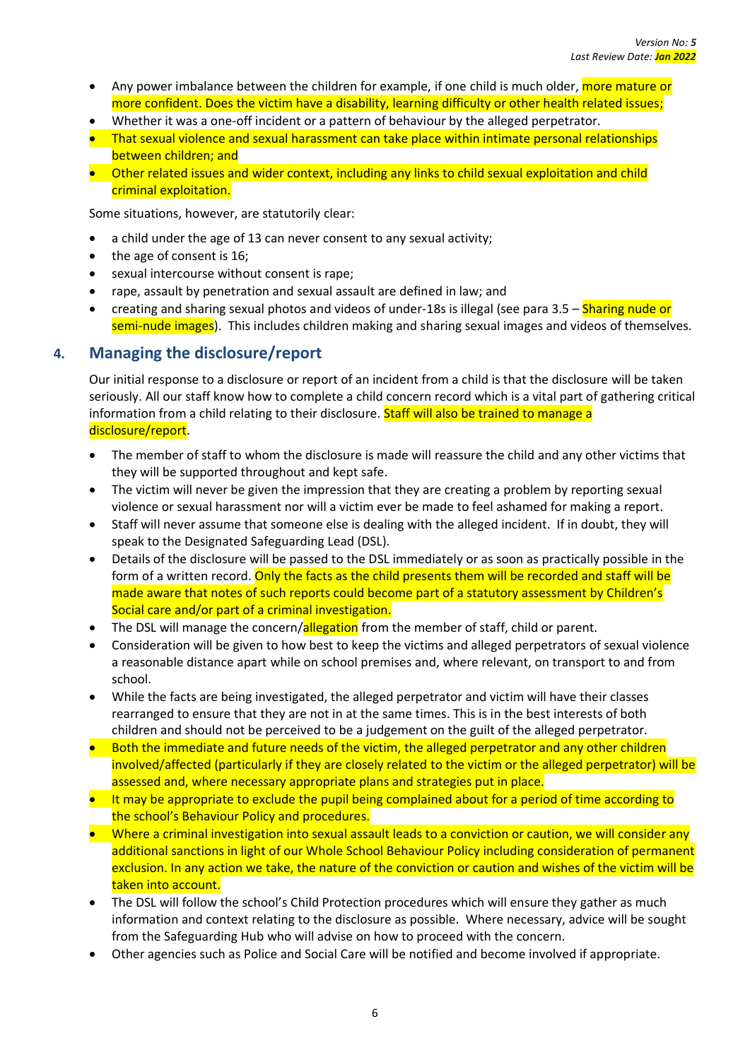- Any power imbalance between the children for example, if one child is much older, more mature or more confident. Does the victim have a disability, learning difficulty or other health related issues;
- Whether it was a one-off incident or a pattern of behaviour by the alleged perpetrator.
- That sexual violence and sexual harassment can take place within intimate personal relationships between children; and
- Other related issues and wider context, including any links to child sexual exploitation and child criminal exploitation.

Some situations, however, are statutorily clear:

- a child under the age of 13 can never consent to any sexual activity;
- the age of consent is 16;
- sexual intercourse without consent is rape;
- rape, assault by penetration and sexual assault are defined in law; and
- creating and sharing sexual photos and videos of under-18s is illegal (see para 3.5 – Sharing nude or semi-nude images). This includes children making and sharing sexual images and videos of themselves.

## 4. Managing the disclosure/report

Our initial response to a disclosure or report of an incident from a child is that the disclosure will be taken seriously. All our staff know how to complete a child concern record which is a vital part of gathering critical information from a child relating to their disclosure. Staff will also be trained to manage a disclosure/report.

- The member of staff to whom the disclosure is made will reassure the child and any other victims that they will be supported throughout and kept safe.
- The victim will never be given the impression that they are creating a problem by reporting sexual violence or sexual harassment nor will a victim ever be made to feel ashamed for making a report.
- Staff will never assume that someone else is dealing with the alleged incident. If in doubt, they will speak to the Designated Safeguarding Lead (DSL).
- Details of the disclosure will be passed to the DSL immediately or as soon as practically possible in the form of a written record. Only the facts as the child presents them will be recorded and staff will be made aware that notes of such reports could become part of a statutory assessment by Children's Social care and/or part of a criminal investigation.
- The DSL will manage the concern/allegation from the member of staff, child or parent.
- Consideration will be given to how best to keep the victims and alleged perpetrators of sexual violence a reasonable distance apart while on school premises and, where relevant, on transport to and from school.
- While the facts are being investigated, the alleged perpetrator and victim will have their classes rearranged to ensure that they are not in at the same times. This is in the best interests of both children and should not be perceived to be a judgement on the guilt of the alleged perpetrator.
- Both the immediate and future needs of the victim, the alleged perpetrator and any other children involved/affected (particularly if they are closely related to the victim or the alleged perpetrator) will be assessed and, where necessary appropriate plans and strategies put in place.
- It may be appropriate to exclude the pupil being complained about for a period of time according to the school's Behaviour Policy and procedures.
- Where a criminal investigation into sexual assault leads to a conviction or caution, we will consider any additional sanctions in light of our Whole School Behaviour Policy including consideration of permanent exclusion. In any action we take, the nature of the conviction or caution and wishes of the victim will be taken into account.
- The DSL will follow the school's Child Protection procedures which will ensure they gather as much information and context relating to the disclosure as possible. Where necessary, advice will be sought from the Safeguarding Hub who will advise on how to proceed with the concern.
- Other agencies such as Police and Social Care will be notified and become involved if appropriate.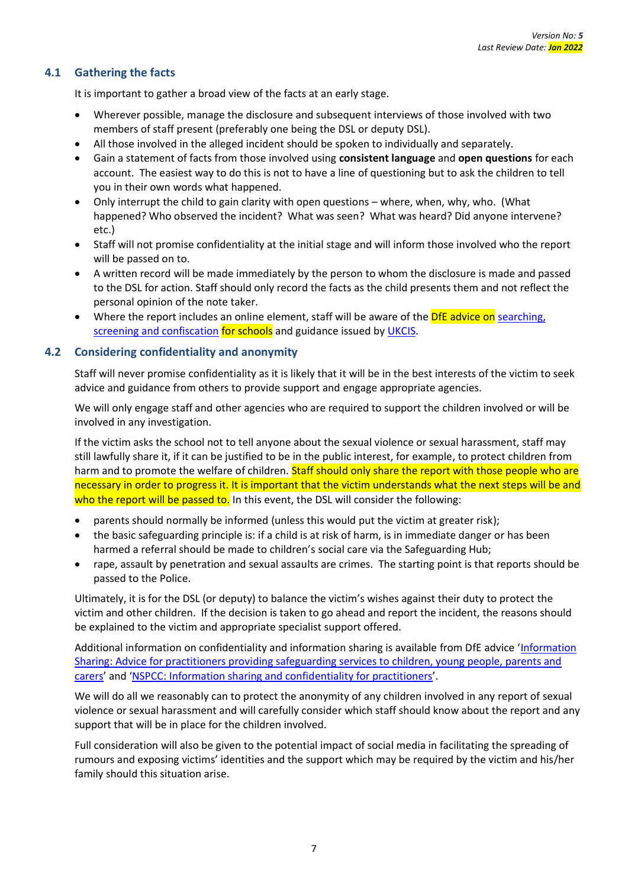### 4.1 Gathering the facts

It is important to gather a broad view of the facts at an early stage.

- Wherever possible, manage the disclosure and subsequent interviews of those involved with two members of staff present (preferably one being the DSL or deputy DSL).
- All those involved in the alleged incident should be spoken to individually and separately.
- Gain a statement of facts from those involved using **consistent language** and **open questions** for each account. The easiest way to do this is not to have a line of questioning but to ask the children to tell you in their own words what happened.
- Only interrupt the child to gain clarity with open questions – where, when, why, who. (What happened? Who observed the incident? What was seen? What was heard? Did anyone intervene? etc.)
- Staff will not promise confidentiality at the initial stage and will inform those involved who the report will be passed on to.
- A written record will be made immediately by the person to whom the disclosure is made and passed to the DSL for action. Staff should only record the facts as the child presents them and not reflect the personal opinion of the note taker.
- Where the report includes an online element, staff will be aware of the DfE advice on searching, screening and confiscation for schools and guidance issued by UKCIS.

### 4.2 Considering confidentiality and anonymity

Staff will never promise confidentiality as it is likely that it will be in the best interests of the victim to seek advice and guidance from others to provide support and engage appropriate agencies.

We will only engage staff and other agencies who are required to support the children involved or will be involved in any investigation.

If the victim asks the school not to tell anyone about the sexual violence or sexual harassment, staff may still lawfully share it, if it can be justified to be in the public interest, for example, to protect children from harm and to promote the welfare of children. Staff should only share the report with those people who are necessary in order to progress it. It is important that the victim understands what the next steps will be and who the report will be passed to. In this event, the DSL will consider the following:

- parents should normally be informed (unless this would put the victim at greater risk);
- the basic safeguarding principle is: if a child is at risk of harm, is in immediate danger or has been harmed a referral should be made to children's social care via the Safeguarding Hub;
- rape, assault by penetration and sexual assaults are crimes. The starting point is that reports should be passed to the Police.

Ultimately, it is for the DSL (or deputy) to balance the victim's wishes against their duty to protect the victim and other children. If the decision is taken to go ahead and report the incident, the reasons should be explained to the victim and appropriate specialist support offered.

Additional information on confidentiality and information sharing is available from DfE advice 'Information Sharing: Advice for practitioners providing safeguarding services to children, young people, parents and carers' and 'NSPCC: Information sharing and confidentiality for practitioners'.

We will do all we reasonably can to protect the anonymity of any children involved in any report of sexual violence or sexual harassment and will carefully consider which staff should know about the report and any support that will be in place for the children involved.

Full consideration will also be given to the potential impact of social media in facilitating the spreading of rumours and exposing victims' identities and the support which may be required by the victim and his/her family should this situation arise.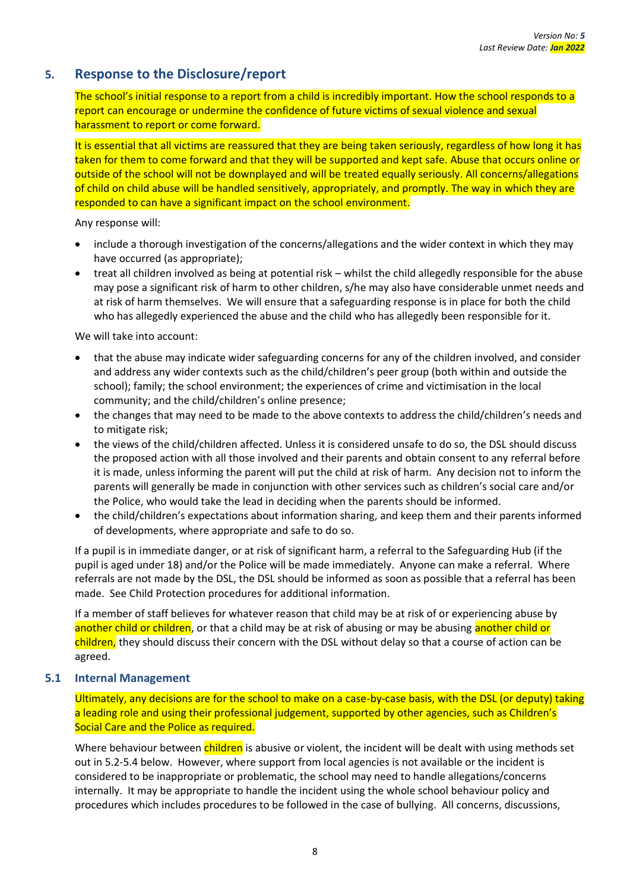## 5. Response to the Disclosure/report

The school's initial response to a report from a child is incredibly important. How the school responds to a report can encourage or undermine the confidence of future victims of sexual violence and sexual harassment to report or come forward.

It is essential that all victims are reassured that they are being taken seriously, regardless of how long it has taken for them to come forward and that they will be supported and kept safe. Abuse that occurs online or outside of the school will not be downplayed and will be treated equally seriously. All concerns/allegations of child on child abuse will be handled sensitively, appropriately, and promptly. The way in which they are responded to can have a significant impact on the school environment.

Any response will:

- include a thorough investigation of the concerns/allegations and the wider context in which they may have occurred (as appropriate);
- treat all children involved as being at potential risk – whilst the child allegedly responsible for the abuse may pose a significant risk of harm to other children, s/he may also have considerable unmet needs and at risk of harm themselves. We will ensure that a safeguarding response is in place for both the child who has allegedly experienced the abuse and the child who has allegedly been responsible for it.

We will take into account:

- that the abuse may indicate wider safeguarding concerns for any of the children involved, and consider and address any wider contexts such as the child/children's peer group (both within and outside the school); family; the school environment; the experiences of crime and victimisation in the local community; and the child/children's online presence;
- the changes that may need to be made to the above contexts to address the child/children's needs and to mitigate risk;
- the views of the child/children affected. Unless it is considered unsafe to do so, the DSL should discuss the proposed action with all those involved and their parents and obtain consent to any referral before it is made, unless informing the parent will put the child at risk of harm. Any decision not to inform the parents will generally be made in conjunction with other services such as children's social care and/or the Police, who would take the lead in deciding when the parents should be informed.
- the child/children's expectations about information sharing, and keep them and their parents informed of developments, where appropriate and safe to do so.

If a pupil is in immediate danger, or at risk of significant harm, a referral to the Safeguarding Hub (if the pupil is aged under 18) and/or the Police will be made immediately. Anyone can make a referral. Where referrals are not made by the DSL, the DSL should be informed as soon as possible that a referral has been made. See Child Protection procedures for additional information.

If a member of staff believes for whatever reason that child may be at risk of or experiencing abuse by another child or children, or that a child may be at risk of abusing or may be abusing another child or children, they should discuss their concern with the DSL without delay so that a course of action can be agreed.

### 5.1 Internal Management

Ultimately, any decisions are for the school to make on a case-by-case basis, with the DSL (or deputy) taking a leading role and using their professional judgement, supported by other agencies, such as Children's Social Care and the Police as required.

Where behaviour between children is abusive or violent, the incident will be dealt with using methods set out in 5.2-5.4 below. However, where support from local agencies is not available or the incident is considered to be inappropriate or problematic, the school may need to handle allegations/concerns internally. It may be appropriate to handle the incident using the whole school behaviour policy and procedures which includes procedures to be followed in the case of bullying. All concerns, discussions,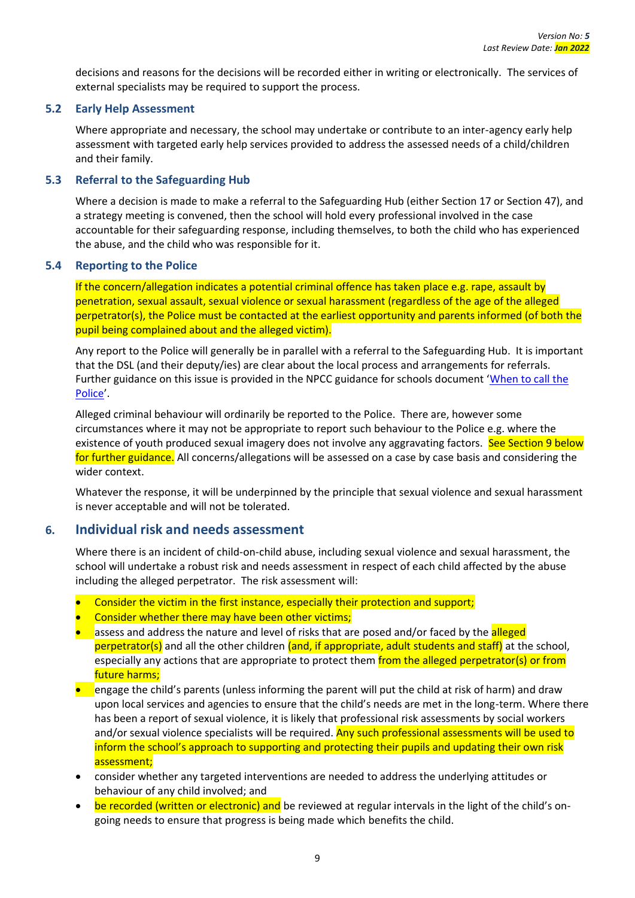decisions and reasons for the decisions will be recorded either in writing or electronically. The services of external specialists may be required to support the process.

### 5.2 Early Help Assessment

Where appropriate and necessary, the school may undertake or contribute to an inter-agency early help assessment with targeted early help services provided to address the assessed needs of a child/children and their family.

### 5.3 Referral to the Safeguarding Hub

Where a decision is made to make a referral to the Safeguarding Hub (either Section 17 or Section 47), and a strategy meeting is convened, then the school will hold every professional involved in the case accountable for their safeguarding response, including themselves, to both the child who has experienced the abuse, and the child who was responsible for it.

### 5.4 Reporting to the Police

If the concern/allegation indicates a potential criminal offence has taken place e.g. rape, assault by penetration, sexual assault, sexual violence or sexual harassment (regardless of the age of the alleged perpetrator(s), the Police must be contacted at the earliest opportunity and parents informed (of both the pupil being complained about and the alleged victim).

Any report to the Police will generally be in parallel with a referral to the Safeguarding Hub. It is important that the DSL (and their deputy/ies) are clear about the local process and arrangements for referrals. Further guidance on this issue is provided in the NPCC guidance for schools document '[When to call the Police](#)'.

Alleged criminal behaviour will ordinarily be reported to the Police. There are, however some circumstances where it may not be appropriate to report such behaviour to the Police e.g. where the existence of youth produced sexual imagery does not involve any aggravating factors. See Section 9 below for further guidance. All concerns/allegations will be assessed on a case by case basis and considering the wider context.

Whatever the response, it will be underpinned by the principle that sexual violence and sexual harassment is never acceptable and will not be tolerated.

## 6. Individual risk and needs assessment

Where there is an incident of child-on-child abuse, including sexual violence and sexual harassment, the school will undertake a robust risk and needs assessment in respect of each child affected by the abuse including the alleged perpetrator. The risk assessment will:

- Consider the victim in the first instance, especially their protection and support;
- Consider whether there may have been other victims;
- assess and address the nature and level of risks that are posed and/or faced by the alleged perpetrator(s) and all the other children (and, if appropriate, adult students and staff) at the school, especially any actions that are appropriate to protect them from the alleged perpetrator(s) or from future harms;
- engage the child's parents (unless informing the parent will put the child at risk of harm) and draw upon local services and agencies to ensure that the child's needs are met in the long-term. Where there has been a report of sexual violence, it is likely that professional risk assessments by social workers and/or sexual violence specialists will be required. Any such professional assessments will be used to inform the school's approach to supporting and protecting their pupils and updating their own risk assessment;
- consider whether any targeted interventions are needed to address the underlying attitudes or behaviour of any child involved; and
- be recorded (written or electronic) and be reviewed at regular intervals in the light of the child's on-going needs to ensure that progress is being made which benefits the child.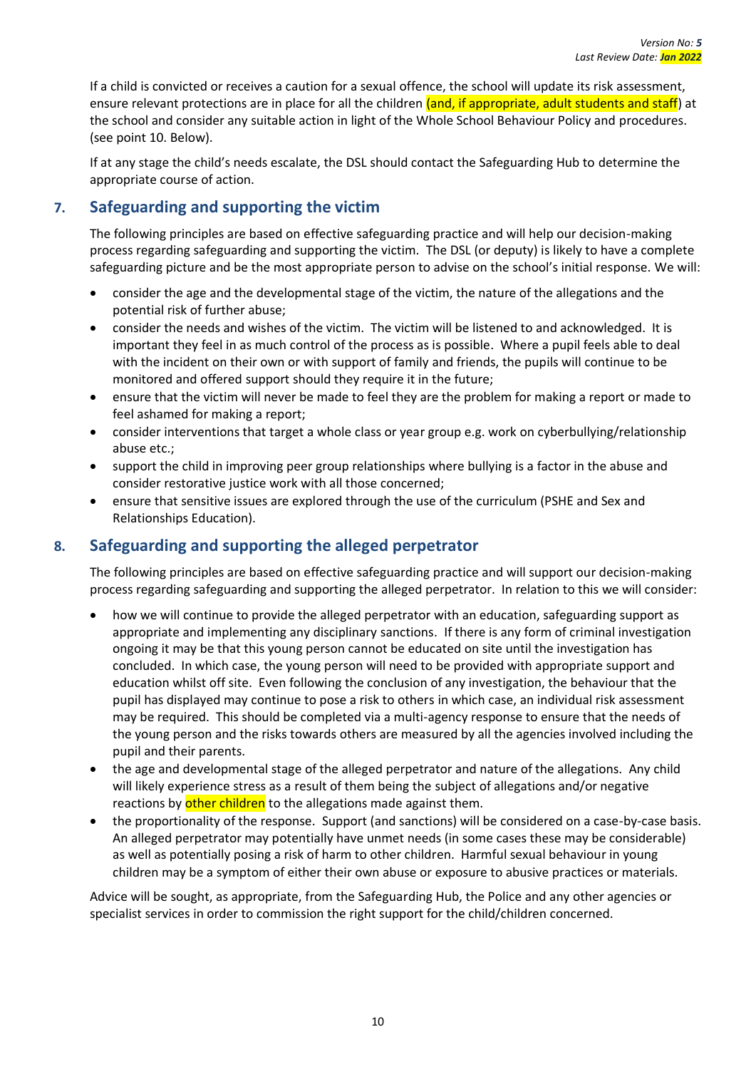If a child is convicted or receives a caution for a sexual offence, the school will update its risk assessment, ensure relevant protections are in place for all the children (and, if appropriate, adult students and staff) at the school and consider any suitable action in light of the Whole School Behaviour Policy and procedures. (see point 10. Below).

If at any stage the child's needs escalate, the DSL should contact the Safeguarding Hub to determine the appropriate course of action.

## 7. Safeguarding and supporting the victim

The following principles are based on effective safeguarding practice and will help our decision-making process regarding safeguarding and supporting the victim. The DSL (or deputy) is likely to have a complete safeguarding picture and be the most appropriate person to advise on the school's initial response. We will:

- consider the age and the developmental stage of the victim, the nature of the allegations and the potential risk of further abuse;
- consider the needs and wishes of the victim. The victim will be listened to and acknowledged. It is important they feel in as much control of the process as is possible. Where a pupil feels able to deal with the incident on their own or with support of family and friends, the pupils will continue to be monitored and offered support should they require it in the future;
- ensure that the victim will never be made to feel they are the problem for making a report or made to feel ashamed for making a report;
- consider interventions that target a whole class or year group e.g. work on cyberbullying/relationship abuse etc.;
- support the child in improving peer group relationships where bullying is a factor in the abuse and consider restorative justice work with all those concerned;
- ensure that sensitive issues are explored through the use of the curriculum (PSHE and Sex and Relationships Education).

## 8. Safeguarding and supporting the alleged perpetrator

The following principles are based on effective safeguarding practice and will support our decision-making process regarding safeguarding and supporting the alleged perpetrator. In relation to this we will consider:

- how we will continue to provide the alleged perpetrator with an education, safeguarding support as appropriate and implementing any disciplinary sanctions. If there is any form of criminal investigation ongoing it may be that this young person cannot be educated on site until the investigation has concluded. In which case, the young person will need to be provided with appropriate support and education whilst off site. Even following the conclusion of any investigation, the behaviour that the pupil has displayed may continue to pose a risk to others in which case, an individual risk assessment may be required. This should be completed via a multi-agency response to ensure that the needs of the young person and the risks towards others are measured by all the agencies involved including the pupil and their parents.
- the age and developmental stage of the alleged perpetrator and nature of the allegations. Any child will likely experience stress as a result of them being the subject of allegations and/or negative reactions by other children to the allegations made against them.
- the proportionality of the response. Support (and sanctions) will be considered on a case-by-case basis. An alleged perpetrator may potentially have unmet needs (in some cases these may be considerable) as well as potentially posing a risk of harm to other children. Harmful sexual behaviour in young children may be a symptom of either their own abuse or exposure to abusive practices or materials.

Advice will be sought, as appropriate, from the Safeguarding Hub, the Police and any other agencies or specialist services in order to commission the right support for the child/children concerned.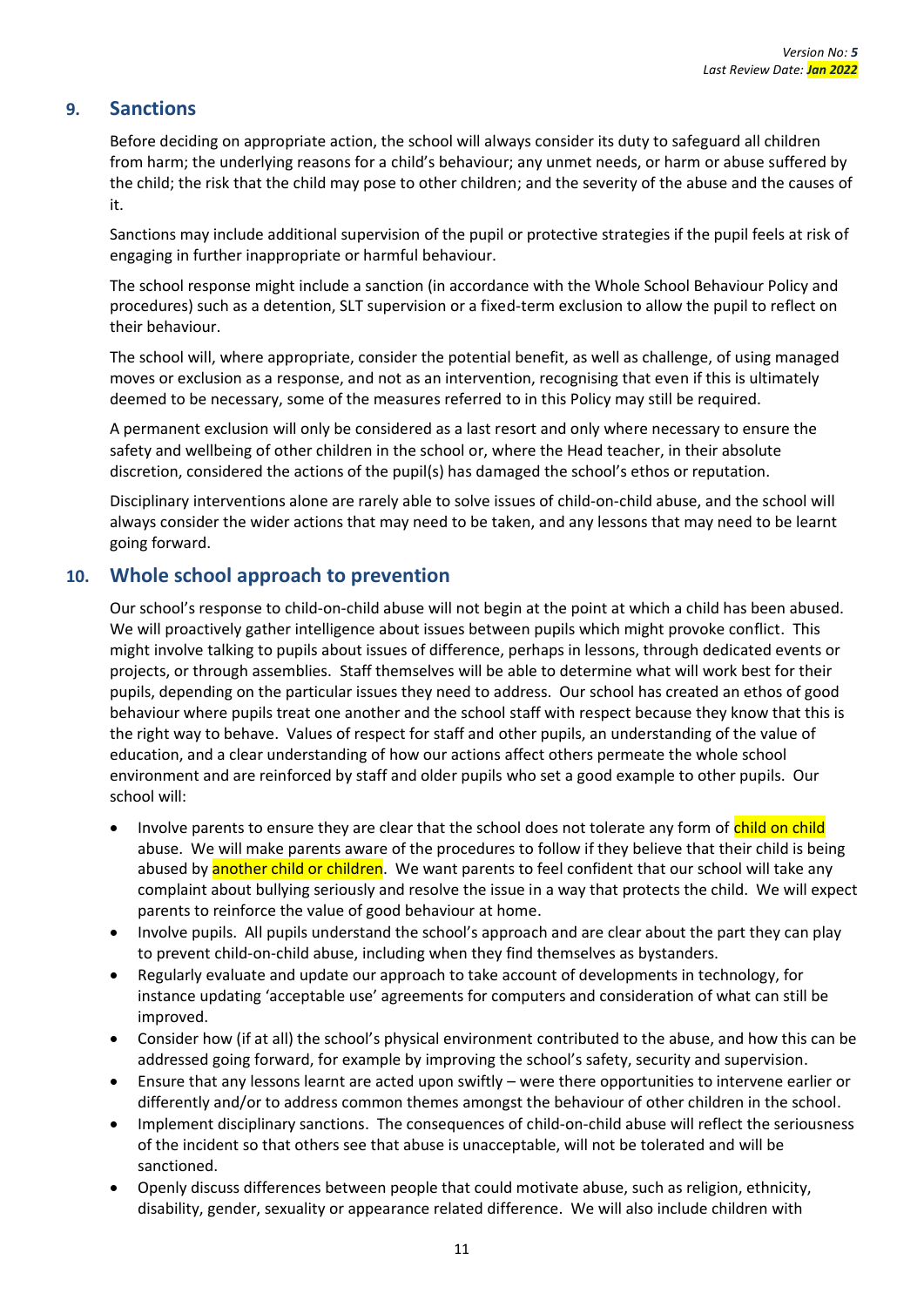## 9. Sanctions

Before deciding on appropriate action, the school will always consider its duty to safeguard all children from harm; the underlying reasons for a child's behaviour; any unmet needs, or harm or abuse suffered by the child; the risk that the child may pose to other children; and the severity of the abuse and the causes of it.

Sanctions may include additional supervision of the pupil or protective strategies if the pupil feels at risk of engaging in further inappropriate or harmful behaviour.

The school response might include a sanction (in accordance with the Whole School Behaviour Policy and procedures) such as a detention, SLT supervision or a fixed-term exclusion to allow the pupil to reflect on their behaviour.

The school will, where appropriate, consider the potential benefit, as well as challenge, of using managed moves or exclusion as a response, and not as an intervention, recognising that even if this is ultimately deemed to be necessary, some of the measures referred to in this Policy may still be required.

A permanent exclusion will only be considered as a last resort and only where necessary to ensure the safety and wellbeing of other children in the school or, where the Head teacher, in their absolute discretion, considered the actions of the pupil(s) has damaged the school's ethos or reputation.

Disciplinary interventions alone are rarely able to solve issues of child-on-child abuse, and the school will always consider the wider actions that may need to be taken, and any lessons that may need to be learnt going forward.

## 10. Whole school approach to prevention

Our school's response to child-on-child abuse will not begin at the point at which a child has been abused. We will proactively gather intelligence about issues between pupils which might provoke conflict. This might involve talking to pupils about issues of difference, perhaps in lessons, through dedicated events or projects, or through assemblies. Staff themselves will be able to determine what will work best for their pupils, depending on the particular issues they need to address. Our school has created an ethos of good behaviour where pupils treat one another and the school staff with respect because they know that this is the right way to behave. Values of respect for staff and other pupils, an understanding of the value of education, and a clear understanding of how our actions affect others permeate the whole school environment and are reinforced by staff and older pupils who set a good example to other pupils. Our school will:

- Involve parents to ensure they are clear that the school does not tolerate any form of child on child abuse. We will make parents aware of the procedures to follow if they believe that their child is being abused by another child or children. We want parents to feel confident that our school will take any complaint about bullying seriously and resolve the issue in a way that protects the child. We will expect parents to reinforce the value of good behaviour at home.
- Involve pupils. All pupils understand the school's approach and are clear about the part they can play to prevent child-on-child abuse, including when they find themselves as bystanders.
- Regularly evaluate and update our approach to take account of developments in technology, for instance updating 'acceptable use' agreements for computers and consideration of what can still be improved.
- Consider how (if at all) the school's physical environment contributed to the abuse, and how this can be addressed going forward, for example by improving the school's safety, security and supervision.
- Ensure that any lessons learnt are acted upon swiftly – were there opportunities to intervene earlier or differently and/or to address common themes amongst the behaviour of other children in the school.
- Implement disciplinary sanctions. The consequences of child-on-child abuse will reflect the seriousness of the incident so that others see that abuse is unacceptable, will not be tolerated and will be sanctioned.
- Openly discuss differences between people that could motivate abuse, such as religion, ethnicity, disability, gender, sexuality or appearance related difference. We will also include children with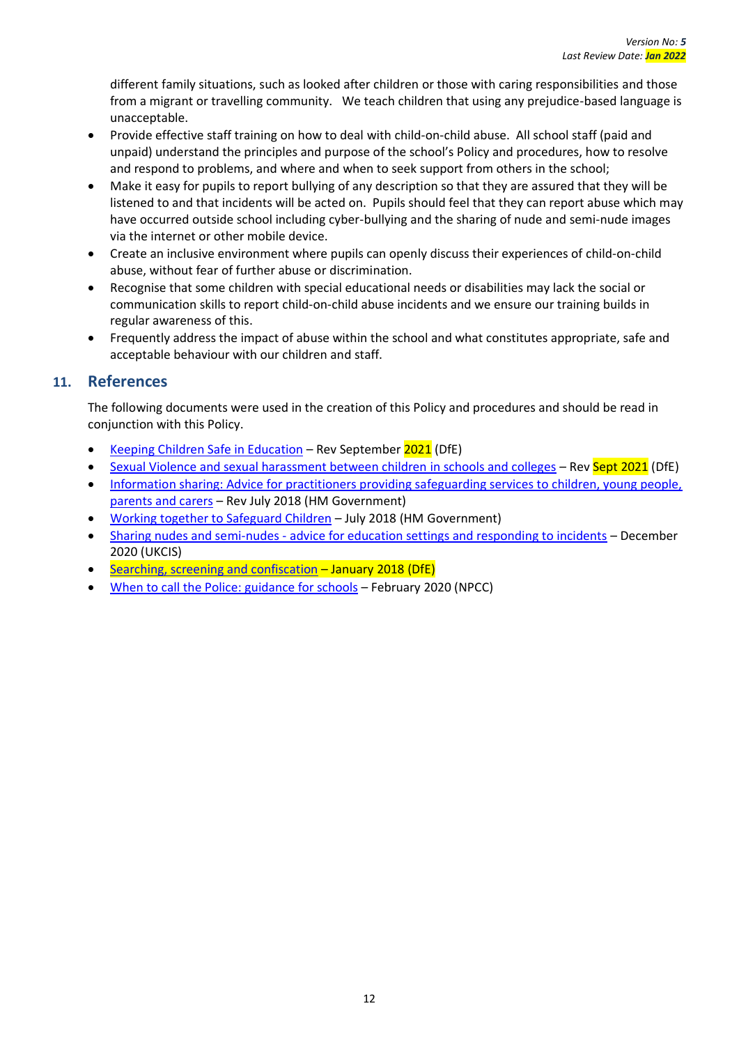different family situations, such as looked after children or those with caring responsibilities and those from a migrant or travelling community. We teach children that using any prejudice-based language is unacceptable.

- Provide effective staff training on how to deal with child-on-child abuse. All school staff (paid and unpaid) understand the principles and purpose of the school's Policy and procedures, how to resolve and respond to problems, and where and when to seek support from others in the school;
- Make it easy for pupils to report bullying of any description so that they are assured that they will be listened to and that incidents will be acted on. Pupils should feel that they can report abuse which may have occurred outside school including cyber-bullying and the sharing of nude and semi-nude images via the internet or other mobile device.
- Create an inclusive environment where pupils can openly discuss their experiences of child-on-child abuse, without fear of further abuse or discrimination.
- Recognise that some children with special educational needs or disabilities may lack the social or communication skills to report child-on-child abuse incidents and we ensure our training builds in regular awareness of this.
- Frequently address the impact of abuse within the school and what constitutes appropriate, safe and acceptable behaviour with our children and staff.

## 11. References

The following documents were used in the creation of this Policy and procedures and should be read in conjunction with this Policy.

- Keeping Children Safe in Education – Rev September 2021 (DfE)
- Sexual Violence and sexual harassment between children in schools and colleges – Rev Sept 2021 (DfE)
- Information sharing: Advice for practitioners providing safeguarding services to children, young people, parents and carers – Rev July 2018 (HM Government)
- Working together to Safeguard Children – July 2018 (HM Government)
- Sharing nudes and semi-nudes - advice for education settings and responding to incidents – December 2020 (UKCIS)
- Searching, screening and confiscation – January 2018 (DfE)
- When to call the Police: guidance for schools – February 2020 (NPCC)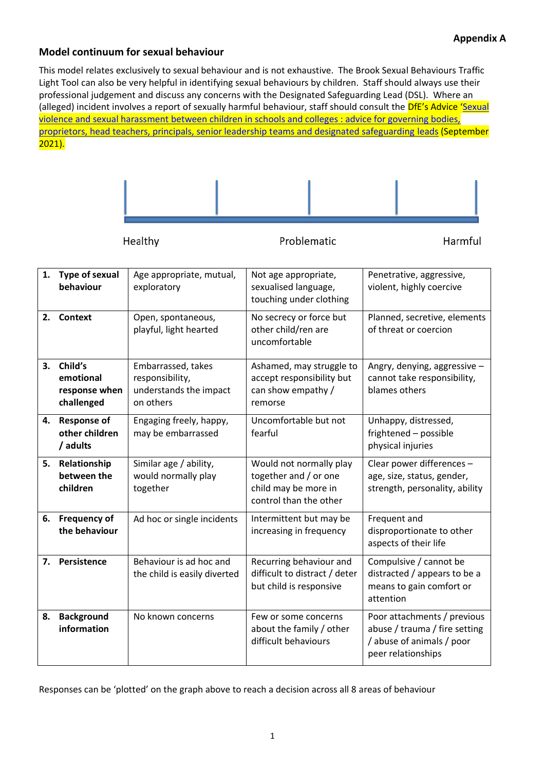**Appendix A**

## Model continuum for sexual behaviour

This model relates exclusively to sexual behaviour and is not exhaustive. The Brook Sexual Behaviours Traffic Light Tool can also be very helpful in identifying sexual behaviours by children. Staff should always use their professional judgement and discuss any concerns with the Designated Safeguarding Lead (DSL). Where an (alleged) incident involves a report of sexually harmful behaviour, staff should consult the DfE's Advice 'Sexual violence and sexual harassment between children in schools and colleges : advice for governing bodies, proprietors, head teachers, principals, senior leadership teams and designated safeguarding leads (September 2021).

Healthy

Problematic

Harmful

| | | | | |
|---|---|---|---|---|
| 1. | **Type of sexual behaviour** | Age appropriate, mutual, exploratory | Not age appropriate, sexualised language, touching under clothing | Penetrative, aggressive, violent, highly coercive |
| 2. | **Context** | Open, spontaneous, playful, light hearted | No secrecy or force but other child/ren are uncomfortable | Planned, secretive, elements of threat or coercion |
| 3. | **Child's emotional response when challenged** | Embarrassed, takes responsibility, understands the impact on others | Ashamed, may struggle to accept responsibility but can show empathy / remorse | Angry, denying, aggressive – cannot take responsibility, blames others |
| 4. | **Response of other children / adults** | Engaging freely, happy, may be embarrassed | Uncomfortable but not fearful | Unhappy, distressed, frightened – possible physical injuries |
| 5. | **Relationship between the children** | Similar age / ability, would normally play together | Would not normally play together and / or one child may be more in control than the other | Clear power differences – age, size, status, gender, strength, personality, ability |
| 6. | **Frequency of the behaviour** | Ad hoc or single incidents | Intermittent but may be increasing in frequency | Frequent and disproportionate to other aspects of their life |
| 7. | **Persistence** | Behaviour is ad hoc and the child is easily diverted | Recurring behaviour and difficult to distract / deter but child is responsive | Compulsive / cannot be distracted / appears to be a means to gain comfort or attention |
| 8. | **Background information** | No known concerns | Few or some concerns about the family / other difficult behaviours | Poor attachments / previous abuse / trauma / fire setting / abuse of animals / poor peer relationships |

Responses can be 'plotted' on the graph above to reach a decision across all 8 areas of behaviour